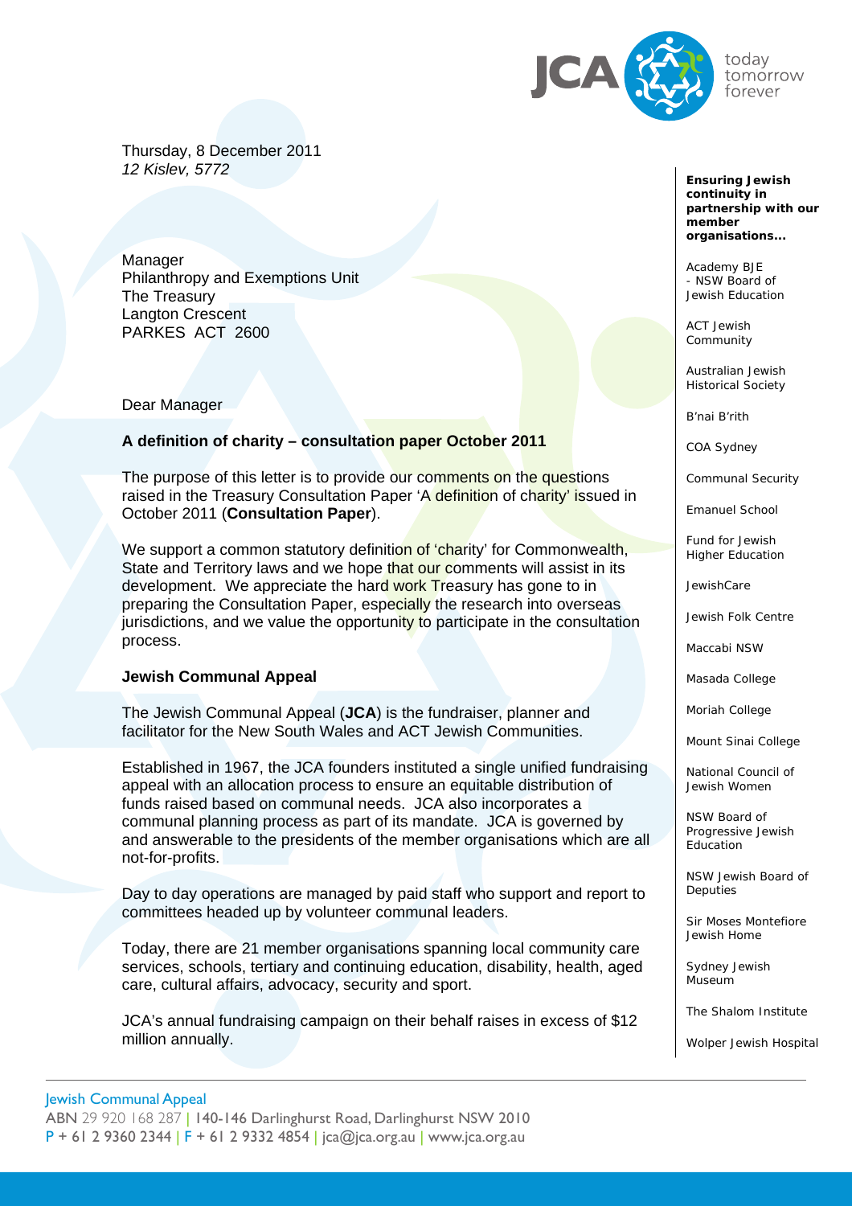JCA today tomorrow forever

Thursday, 8 December 2011
*12 Kislev, 5772*

Manager
Philanthropy and Exemptions Unit
The Treasury
Langton Crescent
PARKES ACT 2600

Dear Manager

**A definition of charity – consultation paper October 2011**

The purpose of this letter is to provide our comments on the questions raised in the Treasury Consultation Paper 'A definition of charity' issued in October 2011 (**Consultation Paper**).

We support a common statutory definition of 'charity' for Commonwealth, State and Territory laws and we hope that our comments will assist in its development. We appreciate the hard work Treasury has gone to in preparing the Consultation Paper, especially the research into overseas jurisdictions, and we value the opportunity to participate in the consultation process.

**Jewish Communal Appeal**

The Jewish Communal Appeal (**JCA**) is the fundraiser, planner and facilitator for the New South Wales and ACT Jewish Communities.

Established in 1967, the JCA founders instituted a single unified fundraising appeal with an allocation process to ensure an equitable distribution of funds raised based on communal needs. JCA also incorporates a communal planning process as part of its mandate. JCA is governed by and answerable to the presidents of the member organisations which are all not-for-profits.

Day to day operations are managed by paid staff who support and report to committees headed up by volunteer communal leaders.

Today, there are 21 member organisations spanning local community care services, schools, tertiary and continuing education, disability, health, aged care, cultural affairs, advocacy, security and sport.

JCA's annual fundraising campaign on their behalf raises in excess of $12 million annually.

**Ensuring Jewish continuity in partnership with our member organisations...**

- Academy BJE - NSW Board of Jewish Education
- ACT Jewish Community
- Australian Jewish Historical Society
- B'nai B'rith
- COA Sydney
- Communal Security
- Emanuel School
- Fund for Jewish Higher Education
- JewishCare
- Jewish Folk Centre
- Maccabi NSW
- Masada College
- Moriah College
- Mount Sinai College
- National Council of Jewish Women
- NSW Board of Progressive Jewish Education
- NSW Jewish Board of Deputies
- Sir Moses Montefiore Jewish Home
- Sydney Jewish Museum
- The Shalom Institute
- Wolper Jewish Hospital

Jewish Communal Appeal
ABN 29 920 168 287 | 140-146 Darlinghurst Road, Darlinghurst NSW 2010
P + 61 2 9360 2344 | F + 61 2 9332 4854 | jca@jca.org.au | www.jca.org.au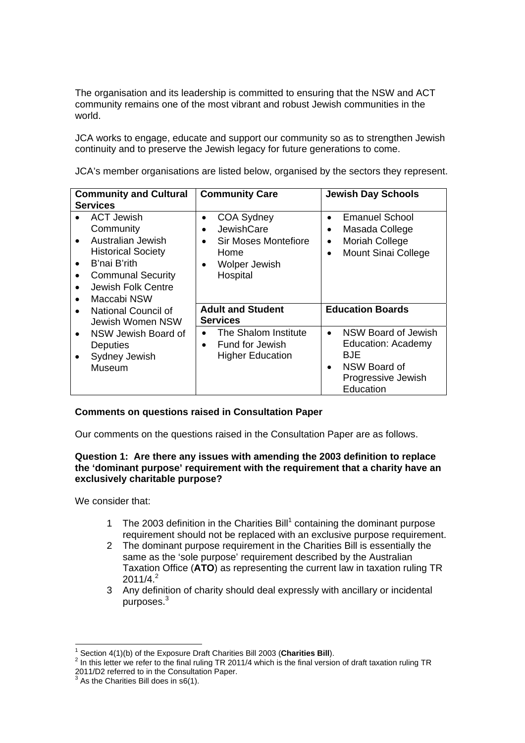The organisation and its leadership is committed to ensuring that the NSW and ACT community remains one of the most vibrant and robust Jewish communities in the world.

JCA works to engage, educate and support our community so as to strengthen Jewish continuity and to preserve the Jewish legacy for future generations to come.

JCA's member organisations are listed below, organised by the sectors they represent.

| Community and Cultural Services | Community Care | Jewish Day Schools |
|---|---|---|
| • ACT Jewish Community<br>• Australian Jewish Historical Society<br>• B'nai B'rith<br>• Communal Security<br>• Jewish Folk Centre<br>• Maccabi NSW<br>• National Council of Jewish Women NSW<br>• NSW Jewish Board of Deputies<br>• Sydney Jewish Museum | • COA Sydney<br>• JewishCare<br>• Sir Moses Montefiore Home<br>• Wolper Jewish Hospital | • Emanuel School<br>• Masada College<br>• Moriah College<br>• Mount Sinai College |
| | **Adult and Student Services** | **Education Boards** |
| | • The Shalom Institute<br>• Fund for Jewish Higher Education | • NSW Board of Jewish Education: Academy BJE<br>• NSW Board of Progressive Jewish Education |

**Comments on questions raised in Consultation Paper**

Our comments on the questions raised in the Consultation Paper are as follows.

**Question 1: Are there any issues with amending the 2003 definition to replace the 'dominant purpose' requirement with the requirement that a charity have an exclusively charitable purpose?**

We consider that:

1. The 2003 definition in the Charities Bill[1] containing the dominant purpose requirement should not be replaced with an exclusive purpose requirement.
2. The dominant purpose requirement in the Charities Bill is essentially the same as the 'sole purpose' requirement described by the Australian Taxation Office (**ATO**) as representing the current law in taxation ruling TR 2011/4.[2]
3. Any definition of charity should deal expressly with ancillary or incidental purposes.[3]

---

[1] Section 4(1)(b) of the Exposure Draft Charities Bill 2003 (**Charities Bill**).

[2] In this letter we refer to the final ruling TR 2011/4 which is the final version of draft taxation ruling TR 2011/D2 referred to in the Consultation Paper.

[3] As the Charities Bill does in s6(1).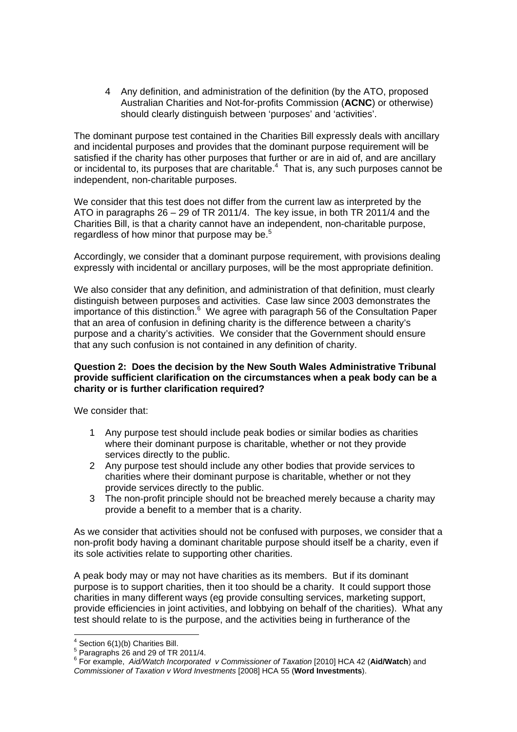4 Any definition, and administration of the definition (by the ATO, proposed Australian Charities and Not-for-profits Commission (**ACNC**) or otherwise) should clearly distinguish between 'purposes' and 'activities'.

The dominant purpose test contained in the Charities Bill expressly deals with ancillary and incidental purposes and provides that the dominant purpose requirement will be satisfied if the charity has other purposes that further or are in aid of, and are ancillary or incidental to, its purposes that are charitable.[4] That is, any such purposes cannot be independent, non-charitable purposes.

We consider that this test does not differ from the current law as interpreted by the ATO in paragraphs 26 – 29 of TR 2011/4. The key issue, in both TR 2011/4 and the Charities Bill, is that a charity cannot have an independent, non-charitable purpose, regardless of how minor that purpose may be.[5]

Accordingly, we consider that a dominant purpose requirement, with provisions dealing expressly with incidental or ancillary purposes, will be the most appropriate definition.

We also consider that any definition, and administration of that definition, must clearly distinguish between purposes and activities. Case law since 2003 demonstrates the importance of this distinction.[6] We agree with paragraph 56 of the Consultation Paper that an area of confusion in defining charity is the difference between a charity's purpose and a charity's activities. We consider that the Government should ensure that any such confusion is not contained in any definition of charity.

**Question 2: Does the decision by the New South Wales Administrative Tribunal provide sufficient clarification on the circumstances when a peak body can be a charity or is further clarification required?**

We consider that:

1. Any purpose test should include peak bodies or similar bodies as charities where their dominant purpose is charitable, whether or not they provide services directly to the public.
2. Any purpose test should include any other bodies that provide services to charities where their dominant purpose is charitable, whether or not they provide services directly to the public.
3. The non-profit principle should not be breached merely because a charity may provide a benefit to a member that is a charity.

As we consider that activities should not be confused with purposes, we consider that a non-profit body having a dominant charitable purpose should itself be a charity, even if its sole activities relate to supporting other charities.

A peak body may or may not have charities as its members. But if its dominant purpose is to support charities, then it too should be a charity. It could support those charities in many different ways (eg provide consulting services, marketing support, provide efficiencies in joint activities, and lobbying on behalf of the charities). What any test should relate to is the purpose, and the activities being in furtherance of the

---

[4] Section 6(1)(b) Charities Bill.

[5] Paragraphs 26 and 29 of TR 2011/4.

[6] For example, *Aid/Watch Incorporated v Commissioner of Taxation* [2010] HCA 42 (**Aid/Watch**) and *Commissioner of Taxation v Word Investments* [2008] HCA 55 (**Word Investments**).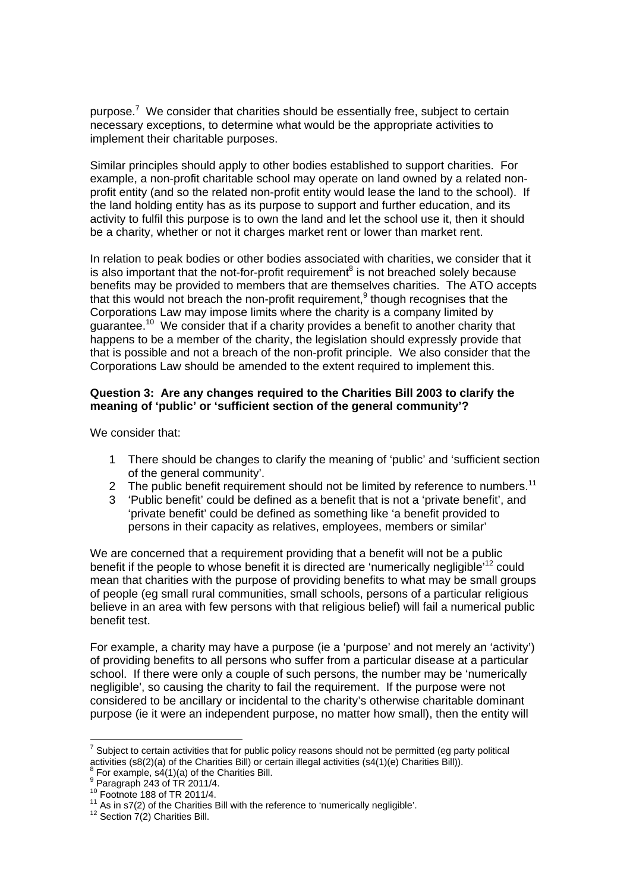purpose.[7] We consider that charities should be essentially free, subject to certain necessary exceptions, to determine what would be the appropriate activities to implement their charitable purposes.

Similar principles should apply to other bodies established to support charities. For example, a non-profit charitable school may operate on land owned by a related non-profit entity (and so the related non-profit entity would lease the land to the school). If the land holding entity has as its purpose to support and further education, and its activity to fulfil this purpose is to own the land and let the school use it, then it should be a charity, whether or not it charges market rent or lower than market rent.

In relation to peak bodies or other bodies associated with charities, we consider that it is also important that the not-for-profit requirement[8] is not breached solely because benefits may be provided to members that are themselves charities. The ATO accepts that this would not breach the non-profit requirement,[9] though recognises that the Corporations Law may impose limits where the charity is a company limited by guarantee.[10] We consider that if a charity provides a benefit to another charity that happens to be a member of the charity, the legislation should expressly provide that that is possible and not a breach of the non-profit principle. We also consider that the Corporations Law should be amended to the extent required to implement this.

**Question 3: Are any changes required to the Charities Bill 2003 to clarify the meaning of 'public' or 'sufficient section of the general community'?**

We consider that:

1. There should be changes to clarify the meaning of 'public' and 'sufficient section of the general community'.
2. The public benefit requirement should not be limited by reference to numbers.[11]
3. 'Public benefit' could be defined as a benefit that is not a 'private benefit', and 'private benefit' could be defined as something like 'a benefit provided to persons in their capacity as relatives, employees, members or similar'

We are concerned that a requirement providing that a benefit will not be a public benefit if the people to whose benefit it is directed are 'numerically negligible'[12] could mean that charities with the purpose of providing benefits to what may be small groups of people (eg small rural communities, small schools, persons of a particular religious believe in an area with few persons with that religious belief) will fail a numerical public benefit test.

For example, a charity may have a purpose (ie a 'purpose' and not merely an 'activity') of providing benefits to all persons who suffer from a particular disease at a particular school. If there were only a couple of such persons, the number may be 'numerically negligible', so causing the charity to fail the requirement. If the purpose were not considered to be ancillary or incidental to the charity's otherwise charitable dominant purpose (ie it were an independent purpose, no matter how small), then the entity will

---

[7] Subject to certain activities that for public policy reasons should not be permitted (eg party political activities (s8(2)(a) of the Charities Bill) or certain illegal activities (s4(1)(e) Charities Bill)).

[8] For example, s4(1)(a) of the Charities Bill.

[9] Paragraph 243 of TR 2011/4.

[10] Footnote 188 of TR 2011/4.

[11] As in s7(2) of the Charities Bill with the reference to 'numerically negligible'.

[12] Section 7(2) Charities Bill.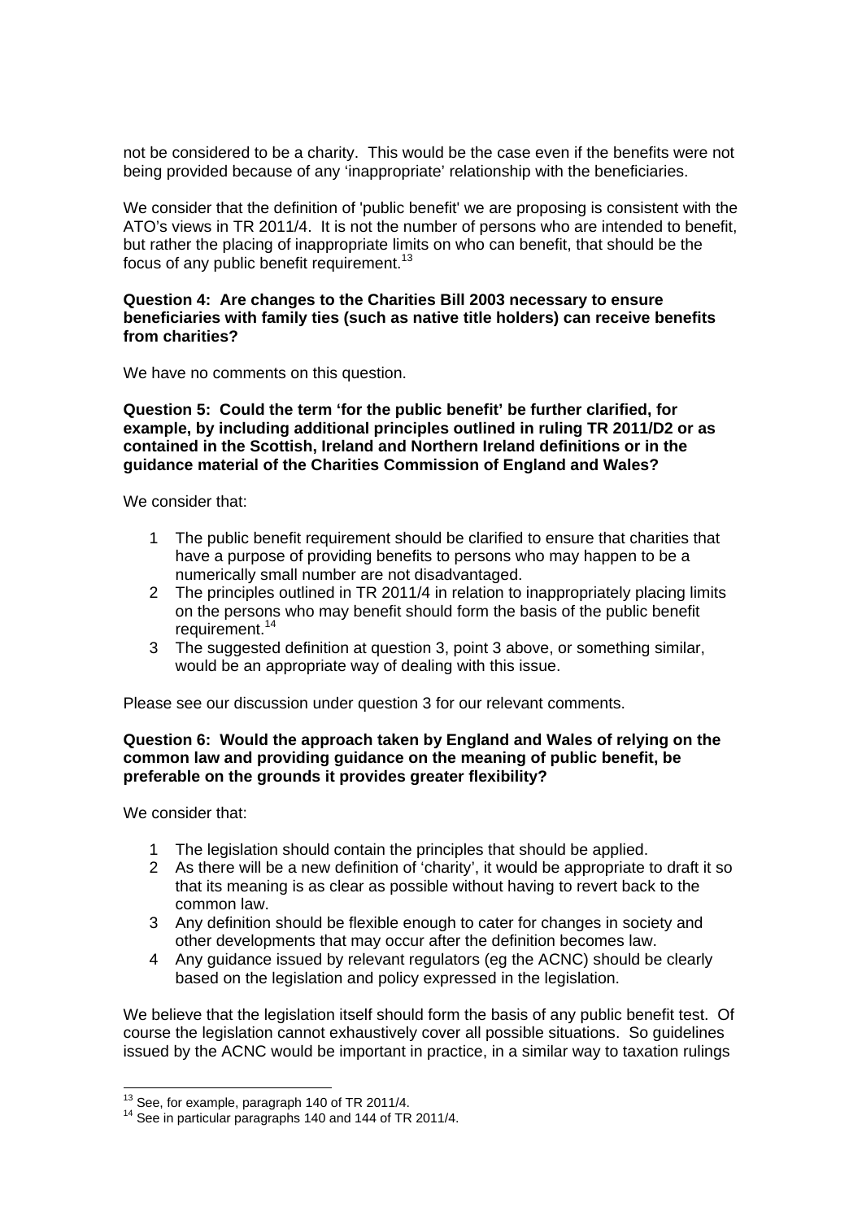not be considered to be a charity. This would be the case even if the benefits were not being provided because of any 'inappropriate' relationship with the beneficiaries.

We consider that the definition of 'public benefit' we are proposing is consistent with the ATO's views in TR 2011/4. It is not the number of persons who are intended to benefit, but rather the placing of inappropriate limits on who can benefit, that should be the focus of any public benefit requirement.[13]

**Question 4: Are changes to the Charities Bill 2003 necessary to ensure beneficiaries with family ties (such as native title holders) can receive benefits from charities?**

We have no comments on this question.

**Question 5: Could the term 'for the public benefit' be further clarified, for example, by including additional principles outlined in ruling TR 2011/D2 or as contained in the Scottish, Ireland and Northern Ireland definitions or in the guidance material of the Charities Commission of England and Wales?**

We consider that:

1. The public benefit requirement should be clarified to ensure that charities that have a purpose of providing benefits to persons who may happen to be a numerically small number are not disadvantaged.
2. The principles outlined in TR 2011/4 in relation to inappropriately placing limits on the persons who may benefit should form the basis of the public benefit requirement.[14]
3. The suggested definition at question 3, point 3 above, or something similar, would be an appropriate way of dealing with this issue.

Please see our discussion under question 3 for our relevant comments.

**Question 6: Would the approach taken by England and Wales of relying on the common law and providing guidance on the meaning of public benefit, be preferable on the grounds it provides greater flexibility?**

We consider that:

1. The legislation should contain the principles that should be applied.
2. As there will be a new definition of 'charity', it would be appropriate to draft it so that its meaning is as clear as possible without having to revert back to the common law.
3. Any definition should be flexible enough to cater for changes in society and other developments that may occur after the definition becomes law.
4. Any guidance issued by relevant regulators (eg the ACNC) should be clearly based on the legislation and policy expressed in the legislation.

We believe that the legislation itself should form the basis of any public benefit test. Of course the legislation cannot exhaustively cover all possible situations. So guidelines issued by the ACNC would be important in practice, in a similar way to taxation rulings

[13] See, for example, paragraph 140 of TR 2011/4.

[14] See in particular paragraphs 140 and 144 of TR 2011/4.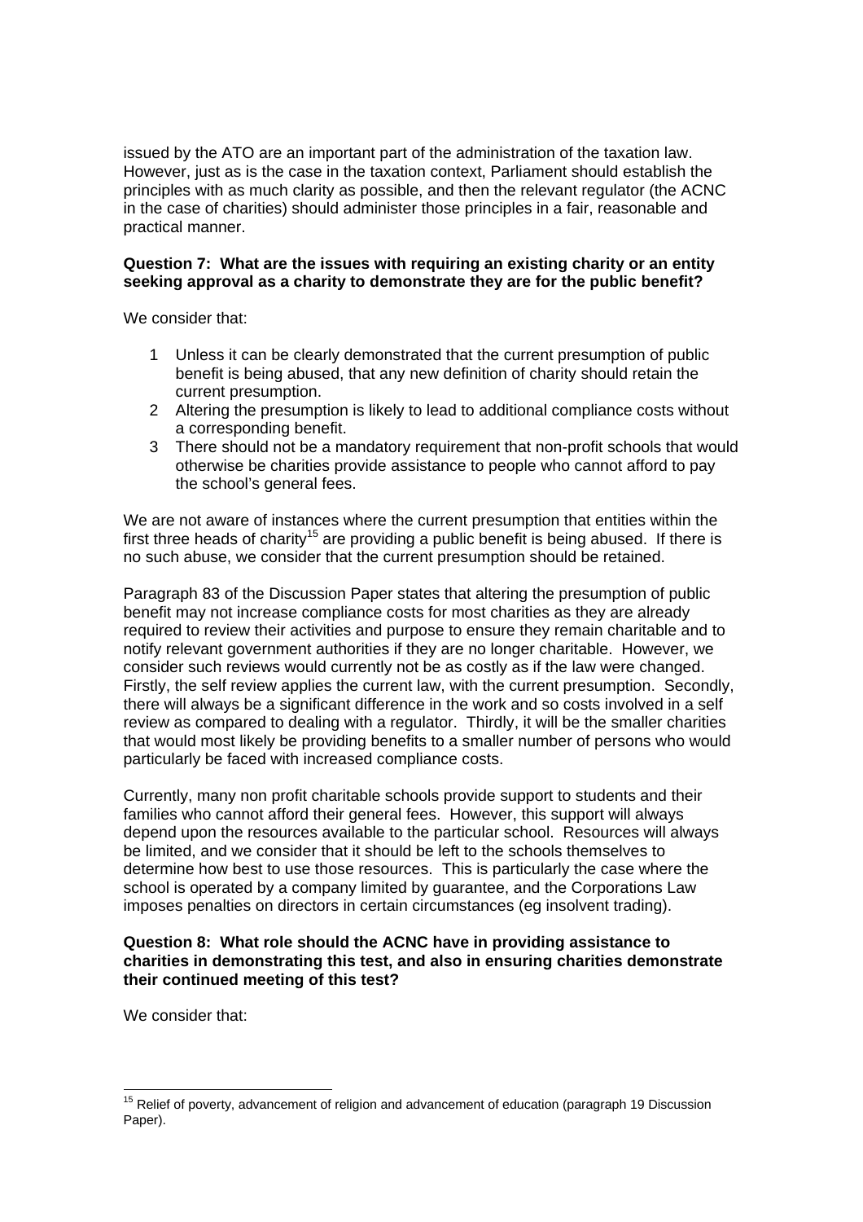issued by the ATO are an important part of the administration of the taxation law. However, just as is the case in the taxation context, Parliament should establish the principles with as much clarity as possible, and then the relevant regulator (the ACNC in the case of charities) should administer those principles in a fair, reasonable and practical manner.

**Question 7: What are the issues with requiring an existing charity or an entity seeking approval as a charity to demonstrate they are for the public benefit?**

We consider that:

1. Unless it can be clearly demonstrated that the current presumption of public benefit is being abused, that any new definition of charity should retain the current presumption.
2. Altering the presumption is likely to lead to additional compliance costs without a corresponding benefit.
3. There should not be a mandatory requirement that non-profit schools that would otherwise be charities provide assistance to people who cannot afford to pay the school's general fees.

We are not aware of instances where the current presumption that entities within the first three heads of charity[15] are providing a public benefit is being abused. If there is no such abuse, we consider that the current presumption should be retained.

Paragraph 83 of the Discussion Paper states that altering the presumption of public benefit may not increase compliance costs for most charities as they are already required to review their activities and purpose to ensure they remain charitable and to notify relevant government authorities if they are no longer charitable. However, we consider such reviews would currently not be as costly as if the law were changed. Firstly, the self review applies the current law, with the current presumption. Secondly, there will always be a significant difference in the work and so costs involved in a self review as compared to dealing with a regulator. Thirdly, it will be the smaller charities that would most likely be providing benefits to a smaller number of persons who would particularly be faced with increased compliance costs.

Currently, many non profit charitable schools provide support to students and their families who cannot afford their general fees. However, this support will always depend upon the resources available to the particular school. Resources will always be limited, and we consider that it should be left to the schools themselves to determine how best to use those resources. This is particularly the case where the school is operated by a company limited by guarantee, and the Corporations Law imposes penalties on directors in certain circumstances (eg insolvent trading).

**Question 8: What role should the ACNC have in providing assistance to charities in demonstrating this test, and also in ensuring charities demonstrate their continued meeting of this test?**

We consider that:

---

[15] Relief of poverty, advancement of religion and advancement of education (paragraph 19 Discussion Paper).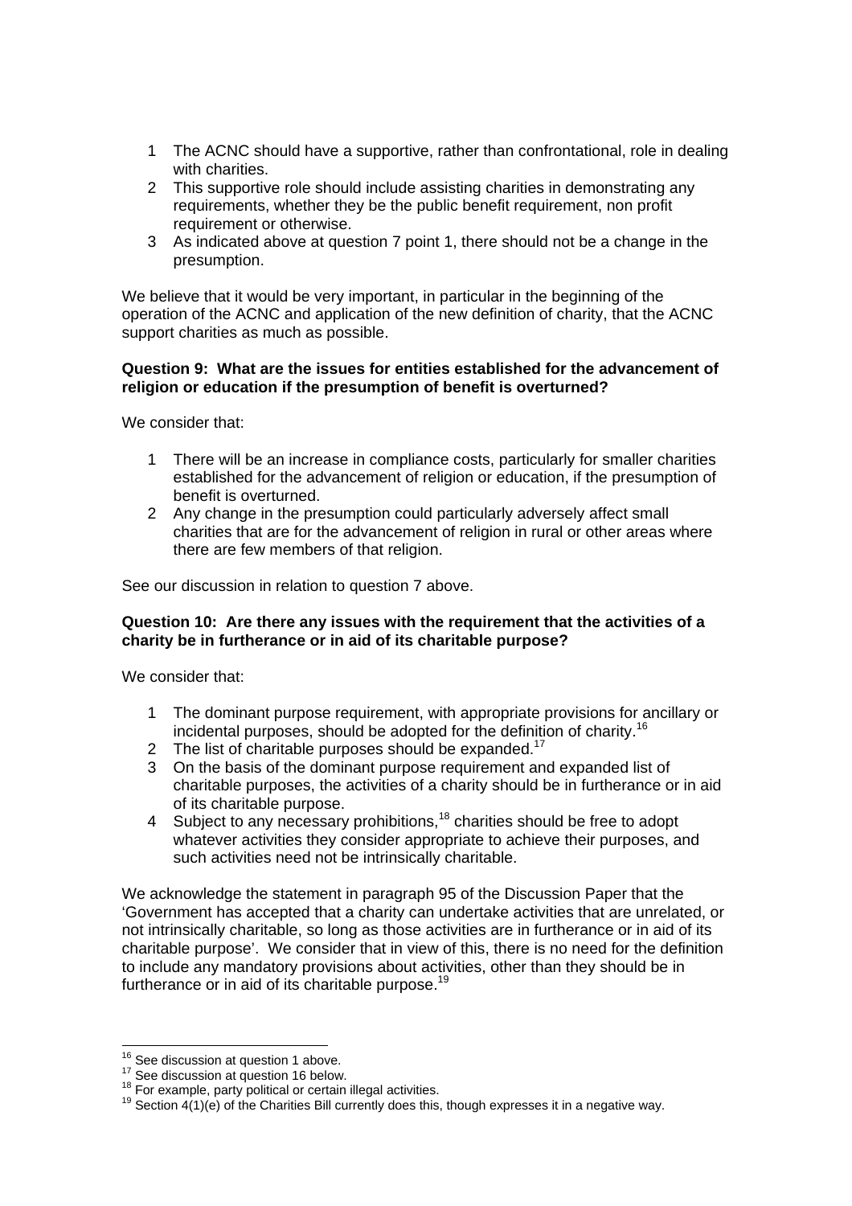1. The ACNC should have a supportive, rather than confrontational, role in dealing with charities.
2. This supportive role should include assisting charities in demonstrating any requirements, whether they be the public benefit requirement, non profit requirement or otherwise.
3. As indicated above at question 7 point 1, there should not be a change in the presumption.

We believe that it would be very important, in particular in the beginning of the operation of the ACNC and application of the new definition of charity, that the ACNC support charities as much as possible.

**Question 9: What are the issues for entities established for the advancement of religion or education if the presumption of benefit is overturned?**

We consider that:

1. There will be an increase in compliance costs, particularly for smaller charities established for the advancement of religion or education, if the presumption of benefit is overturned.
2. Any change in the presumption could particularly adversely affect small charities that are for the advancement of religion in rural or other areas where there are few members of that religion.

See our discussion in relation to question 7 above.

**Question 10: Are there any issues with the requirement that the activities of a charity be in furtherance or in aid of its charitable purpose?**

We consider that:

1. The dominant purpose requirement, with appropriate provisions for ancillary or incidental purposes, should be adopted for the definition of charity.[16]
2. The list of charitable purposes should be expanded.[17]
3. On the basis of the dominant purpose requirement and expanded list of charitable purposes, the activities of a charity should be in furtherance or in aid of its charitable purpose.
4. Subject to any necessary prohibitions,[18] charities should be free to adopt whatever activities they consider appropriate to achieve their purposes, and such activities need not be intrinsically charitable.

We acknowledge the statement in paragraph 95 of the Discussion Paper that the 'Government has accepted that a charity can undertake activities that are unrelated, or not intrinsically charitable, so long as those activities are in furtherance or in aid of its charitable purpose'. We consider that in view of this, there is no need for the definition to include any mandatory provisions about activities, other than they should be in furtherance or in aid of its charitable purpose.[19]

---

[16] See discussion at question 1 above.
[17] See discussion at question 16 below.
[18] For example, party political or certain illegal activities.
[19] Section 4(1)(e) of the Charities Bill currently does this, though expresses it in a negative way.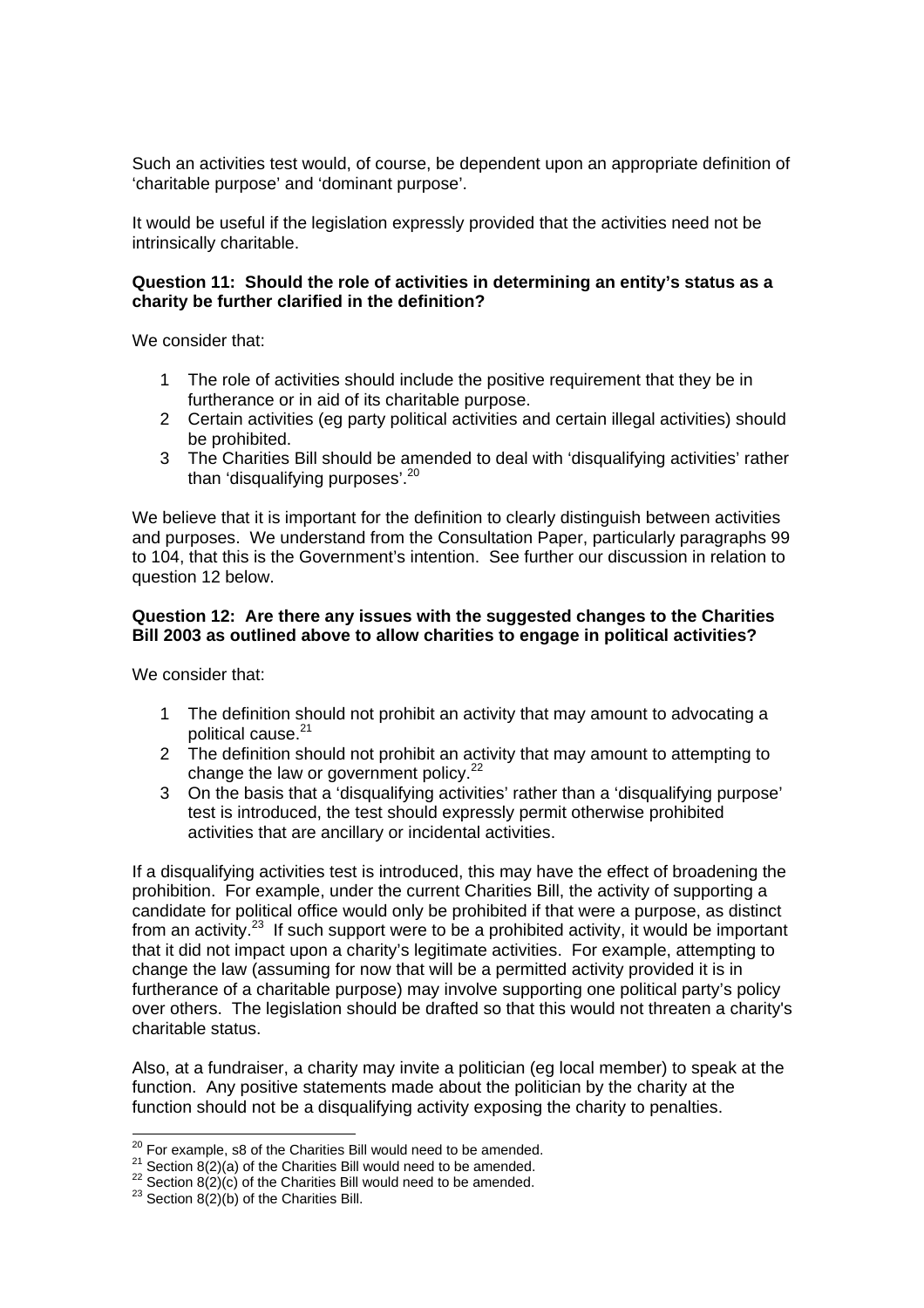Such an activities test would, of course, be dependent upon an appropriate definition of 'charitable purpose' and 'dominant purpose'.

It would be useful if the legislation expressly provided that the activities need not be intrinsically charitable.

**Question 11: Should the role of activities in determining an entity's status as a charity be further clarified in the definition?**

We consider that:

1. The role of activities should include the positive requirement that they be in furtherance or in aid of its charitable purpose.
2. Certain activities (eg party political activities and certain illegal activities) should be prohibited.
3. The Charities Bill should be amended to deal with 'disqualifying activities' rather than 'disqualifying purposes'.[20]

We believe that it is important for the definition to clearly distinguish between activities and purposes. We understand from the Consultation Paper, particularly paragraphs 99 to 104, that this is the Government's intention. See further our discussion in relation to question 12 below.

**Question 12: Are there any issues with the suggested changes to the Charities Bill 2003 as outlined above to allow charities to engage in political activities?**

We consider that:

1. The definition should not prohibit an activity that may amount to advocating a political cause.[21]
2. The definition should not prohibit an activity that may amount to attempting to change the law or government policy.[22]
3. On the basis that a 'disqualifying activities' rather than a 'disqualifying purpose' test is introduced, the test should expressly permit otherwise prohibited activities that are ancillary or incidental activities.

If a disqualifying activities test is introduced, this may have the effect of broadening the prohibition. For example, under the current Charities Bill, the activity of supporting a candidate for political office would only be prohibited if that were a purpose, as distinct from an activity.[23] If such support were to be a prohibited activity, it would be important that it did not impact upon a charity's legitimate activities. For example, attempting to change the law (assuming for now that will be a permitted activity provided it is in furtherance of a charitable purpose) may involve supporting one political party's policy over others. The legislation should be drafted so that this would not threaten a charity's charitable status.

Also, at a fundraiser, a charity may invite a politician (eg local member) to speak at the function. Any positive statements made about the politician by the charity at the function should not be a disqualifying activity exposing the charity to penalties.

---

[20] For example, s8 of the Charities Bill would need to be amended.
[21] Section 8(2)(a) of the Charities Bill would need to be amended.
[22] Section 8(2)(c) of the Charities Bill would need to be amended.
[23] Section 8(2)(b) of the Charities Bill.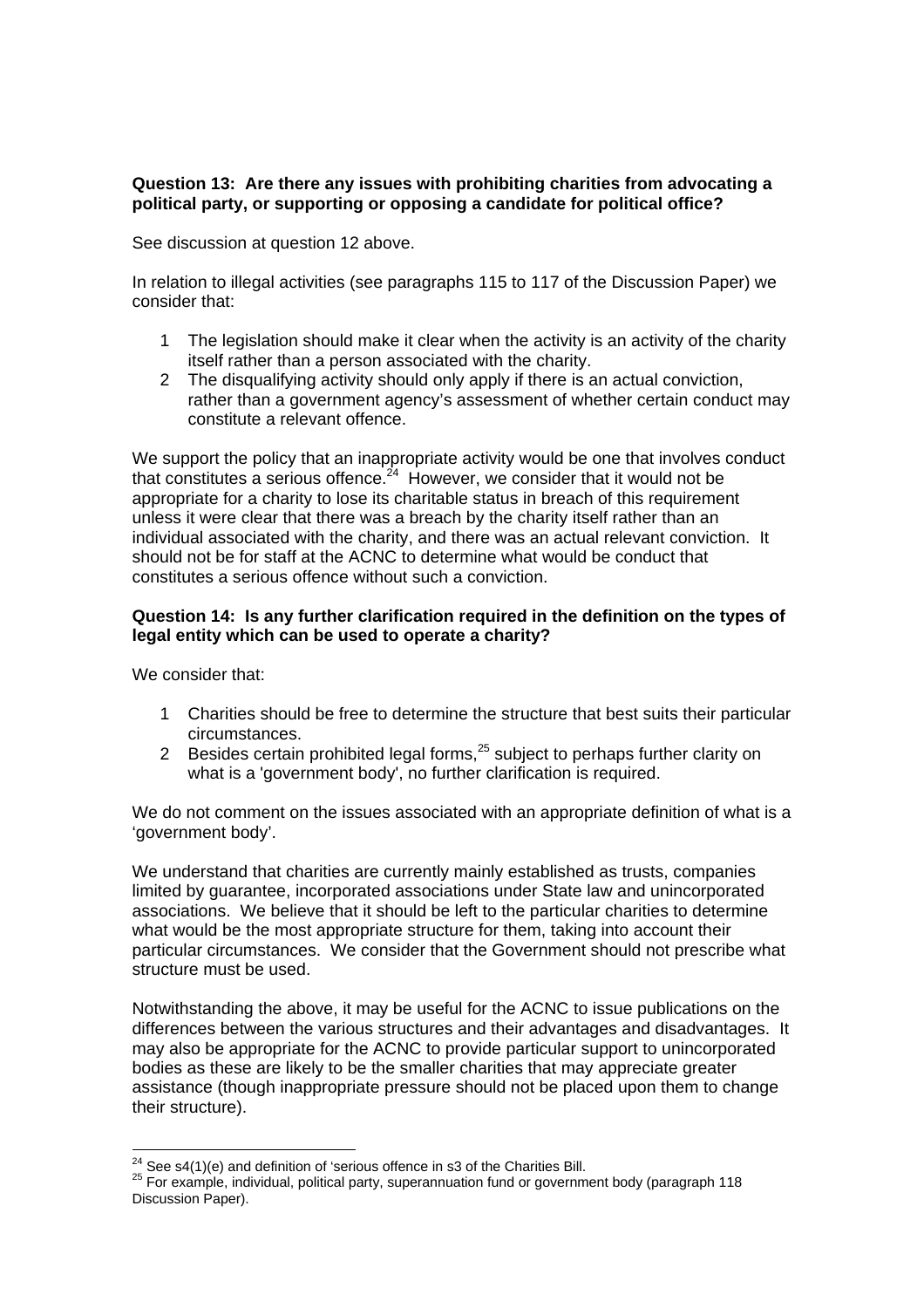**Question 13: Are there any issues with prohibiting charities from advocating a political party, or supporting or opposing a candidate for political office?**

See discussion at question 12 above.

In relation to illegal activities (see paragraphs 115 to 117 of the Discussion Paper) we consider that:

1. The legislation should make it clear when the activity is an activity of the charity itself rather than a person associated with the charity.
2. The disqualifying activity should only apply if there is an actual conviction, rather than a government agency's assessment of whether certain conduct may constitute a relevant offence.

We support the policy that an inappropriate activity would be one that involves conduct that constitutes a serious offence.[24] However, we consider that it would not be appropriate for a charity to lose its charitable status in breach of this requirement unless it were clear that there was a breach by the charity itself rather than an individual associated with the charity, and there was an actual relevant conviction. It should not be for staff at the ACNC to determine what would be conduct that constitutes a serious offence without such a conviction.

**Question 14: Is any further clarification required in the definition on the types of legal entity which can be used to operate a charity?**

We consider that:

1. Charities should be free to determine the structure that best suits their particular circumstances.
2. Besides certain prohibited legal forms,[25] subject to perhaps further clarity on what is a 'government body', no further clarification is required.

We do not comment on the issues associated with an appropriate definition of what is a 'government body'.

We understand that charities are currently mainly established as trusts, companies limited by guarantee, incorporated associations under State law and unincorporated associations. We believe that it should be left to the particular charities to determine what would be the most appropriate structure for them, taking into account their particular circumstances. We consider that the Government should not prescribe what structure must be used.

Notwithstanding the above, it may be useful for the ACNC to issue publications on the differences between the various structures and their advantages and disadvantages. It may also be appropriate for the ACNC to provide particular support to unincorporated bodies as these are likely to be the smaller charities that may appreciate greater assistance (though inappropriate pressure should not be placed upon them to change their structure).

---

[24] See s4(1)(e) and definition of 'serious offence in s3 of the Charities Bill.

[25] For example, individual, political party, superannuation fund or government body (paragraph 118 Discussion Paper).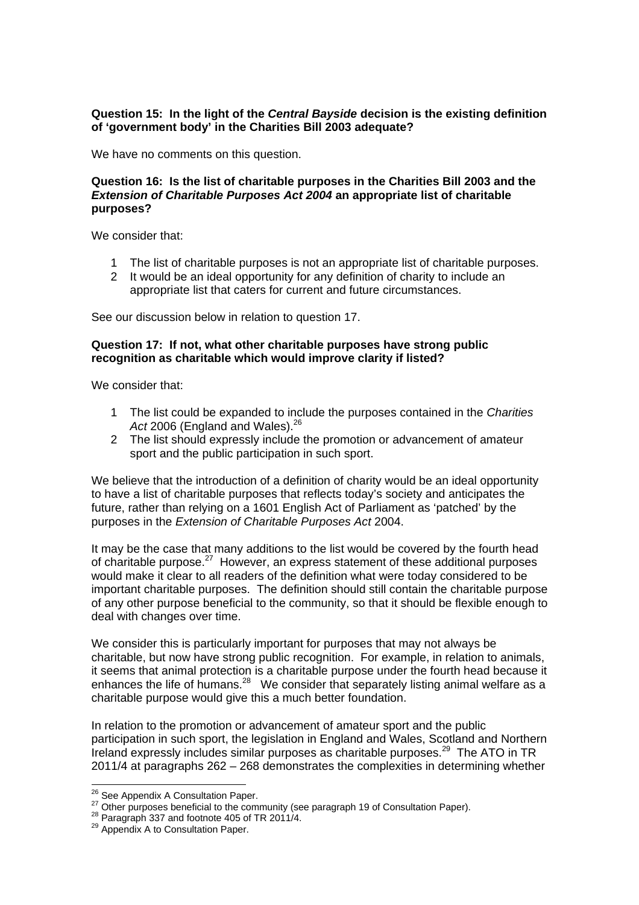**Question 15: In the light of the *Central Bayside* decision is the existing definition of 'government body' in the Charities Bill 2003 adequate?**

We have no comments on this question.

**Question 16: Is the list of charitable purposes in the Charities Bill 2003 and the *Extension of Charitable Purposes Act 2004* an appropriate list of charitable purposes?**

We consider that:

1. The list of charitable purposes is not an appropriate list of charitable purposes.
2. It would be an ideal opportunity for any definition of charity to include an appropriate list that caters for current and future circumstances.

See our discussion below in relation to question 17.

**Question 17: If not, what other charitable purposes have strong public recognition as charitable which would improve clarity if listed?**

We consider that:

1. The list could be expanded to include the purposes contained in the *Charities Act* 2006 (England and Wales).[26]
2. The list should expressly include the promotion or advancement of amateur sport and the public participation in such sport.

We believe that the introduction of a definition of charity would be an ideal opportunity to have a list of charitable purposes that reflects today's society and anticipates the future, rather than relying on a 1601 English Act of Parliament as 'patched' by the purposes in the *Extension of Charitable Purposes Act* 2004.

It may be the case that many additions to the list would be covered by the fourth head of charitable purpose.[27] However, an express statement of these additional purposes would make it clear to all readers of the definition what were today considered to be important charitable purposes. The definition should still contain the charitable purpose of any other purpose beneficial to the community, so that it should be flexible enough to deal with changes over time.

We consider this is particularly important for purposes that may not always be charitable, but now have strong public recognition. For example, in relation to animals, it seems that animal protection is a charitable purpose under the fourth head because it enhances the life of humans.[28] We consider that separately listing animal welfare as a charitable purpose would give this a much better foundation.

In relation to the promotion or advancement of amateur sport and the public participation in such sport, the legislation in England and Wales, Scotland and Northern Ireland expressly includes similar purposes as charitable purposes.[29] The ATO in TR 2011/4 at paragraphs 262 – 268 demonstrates the complexities in determining whether

---

[26] See Appendix A Consultation Paper.

[27] Other purposes beneficial to the community (see paragraph 19 of Consultation Paper).

[28] Paragraph 337 and footnote 405 of TR 2011/4.

[29] Appendix A to Consultation Paper.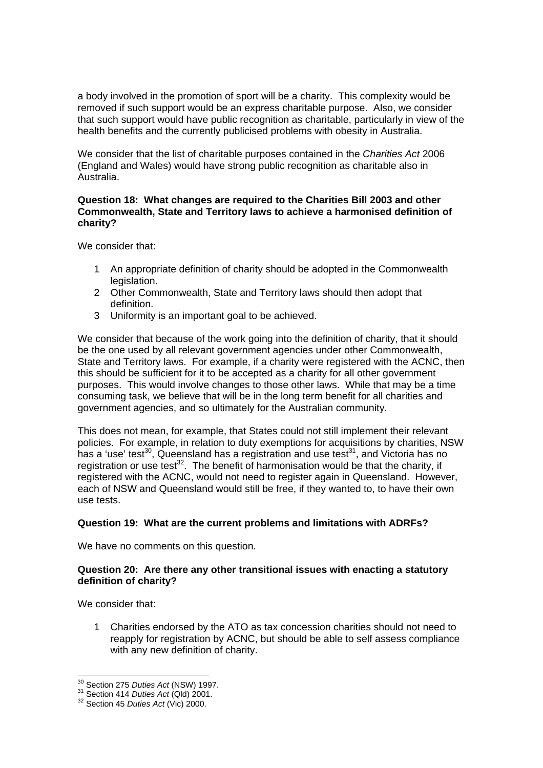a body involved in the promotion of sport will be a charity. This complexity would be removed if such support would be an express charitable purpose. Also, we consider that such support would have public recognition as charitable, particularly in view of the health benefits and the currently publicised problems with obesity in Australia.

We consider that the list of charitable purposes contained in the *Charities Act* 2006 (England and Wales) would have strong public recognition as charitable also in Australia.

**Question 18: What changes are required to the Charities Bill 2003 and other Commonwealth, State and Territory laws to achieve a harmonised definition of charity?**

We consider that:

1. An appropriate definition of charity should be adopted in the Commonwealth legislation.
2. Other Commonwealth, State and Territory laws should then adopt that definition.
3. Uniformity is an important goal to be achieved.

We consider that because of the work going into the definition of charity, that it should be the one used by all relevant government agencies under other Commonwealth, State and Territory laws. For example, if a charity were registered with the ACNC, then this should be sufficient for it to be accepted as a charity for all other government purposes. This would involve changes to those other laws. While that may be a time consuming task, we believe that will be in the long term benefit for all charities and government agencies, and so ultimately for the Australian community.

This does not mean, for example, that States could not still implement their relevant policies. For example, in relation to duty exemptions for acquisitions by charities, NSW has a 'use' test[30], Queensland has a registration and use test[31], and Victoria has no registration or use test[32]. The benefit of harmonisation would be that the charity, if registered with the ACNC, would not need to register again in Queensland. However, each of NSW and Queensland would still be free, if they wanted to, to have their own use tests.

**Question 19: What are the current problems and limitations with ADRFs?**

We have no comments on this question.

**Question 20: Are there any other transitional issues with enacting a statutory definition of charity?**

We consider that:

1. Charities endorsed by the ATO as tax concession charities should not need to reapply for registration by ACNC, but should be able to self assess compliance with any new definition of charity.

---

[30] Section 275 *Duties Act* (NSW) 1997.
[31] Section 414 *Duties Act* (Qld) 2001.
[32] Section 45 *Duties Act* (Vic) 2000.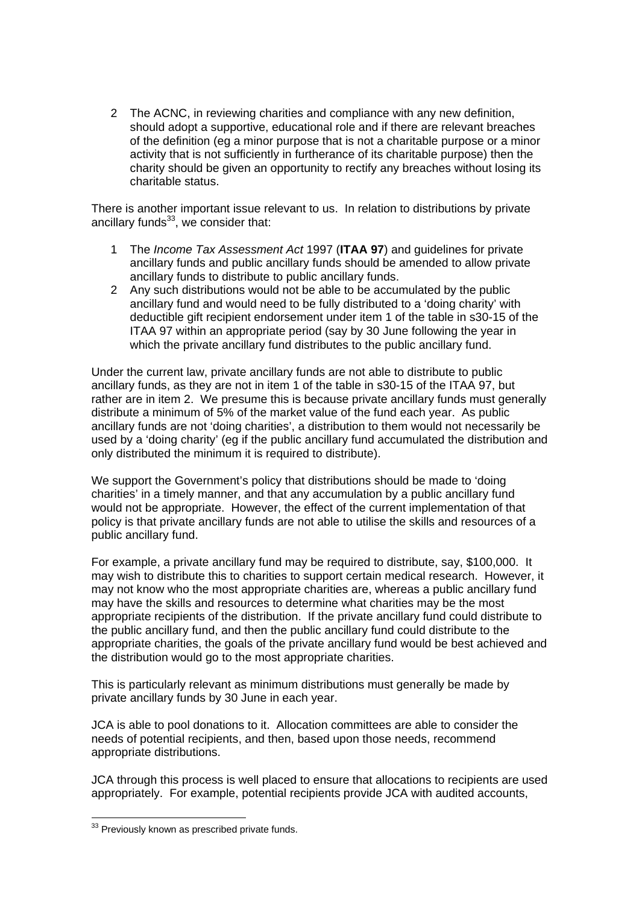2 The ACNC, in reviewing charities and compliance with any new definition, should adopt a supportive, educational role and if there are relevant breaches of the definition (eg a minor purpose that is not a charitable purpose or a minor activity that is not sufficiently in furtherance of its charitable purpose) then the charity should be given an opportunity to rectify any breaches without losing its charitable status.

There is another important issue relevant to us. In relation to distributions by private ancillary funds[33], we consider that:

1 The *Income Tax Assessment Act* 1997 (**ITAA 97**) and guidelines for private ancillary funds and public ancillary funds should be amended to allow private ancillary funds to distribute to public ancillary funds.
2 Any such distributions would not be able to be accumulated by the public ancillary fund and would need to be fully distributed to a 'doing charity' with deductible gift recipient endorsement under item 1 of the table in s30-15 of the ITAA 97 within an appropriate period (say by 30 June following the year in which the private ancillary fund distributes to the public ancillary fund.

Under the current law, private ancillary funds are not able to distribute to public ancillary funds, as they are not in item 1 of the table in s30-15 of the ITAA 97, but rather are in item 2. We presume this is because private ancillary funds must generally distribute a minimum of 5% of the market value of the fund each year. As public ancillary funds are not 'doing charities', a distribution to them would not necessarily be used by a 'doing charity' (eg if the public ancillary fund accumulated the distribution and only distributed the minimum it is required to distribute).

We support the Government's policy that distributions should be made to 'doing charities' in a timely manner, and that any accumulation by a public ancillary fund would not be appropriate. However, the effect of the current implementation of that policy is that private ancillary funds are not able to utilise the skills and resources of a public ancillary fund.

For example, a private ancillary fund may be required to distribute, say, $100,000. It may wish to distribute this to charities to support certain medical research. However, it may not know who the most appropriate charities are, whereas a public ancillary fund may have the skills and resources to determine what charities may be the most appropriate recipients of the distribution. If the private ancillary fund could distribute to the public ancillary fund, and then the public ancillary fund could distribute to the appropriate charities, the goals of the private ancillary fund would be best achieved and the distribution would go to the most appropriate charities.

This is particularly relevant as minimum distributions must generally be made by private ancillary funds by 30 June in each year.

JCA is able to pool donations to it. Allocation committees are able to consider the needs of potential recipients, and then, based upon those needs, recommend appropriate distributions.

JCA through this process is well placed to ensure that allocations to recipients are used appropriately. For example, potential recipients provide JCA with audited accounts,

[33] Previously known as prescribed private funds.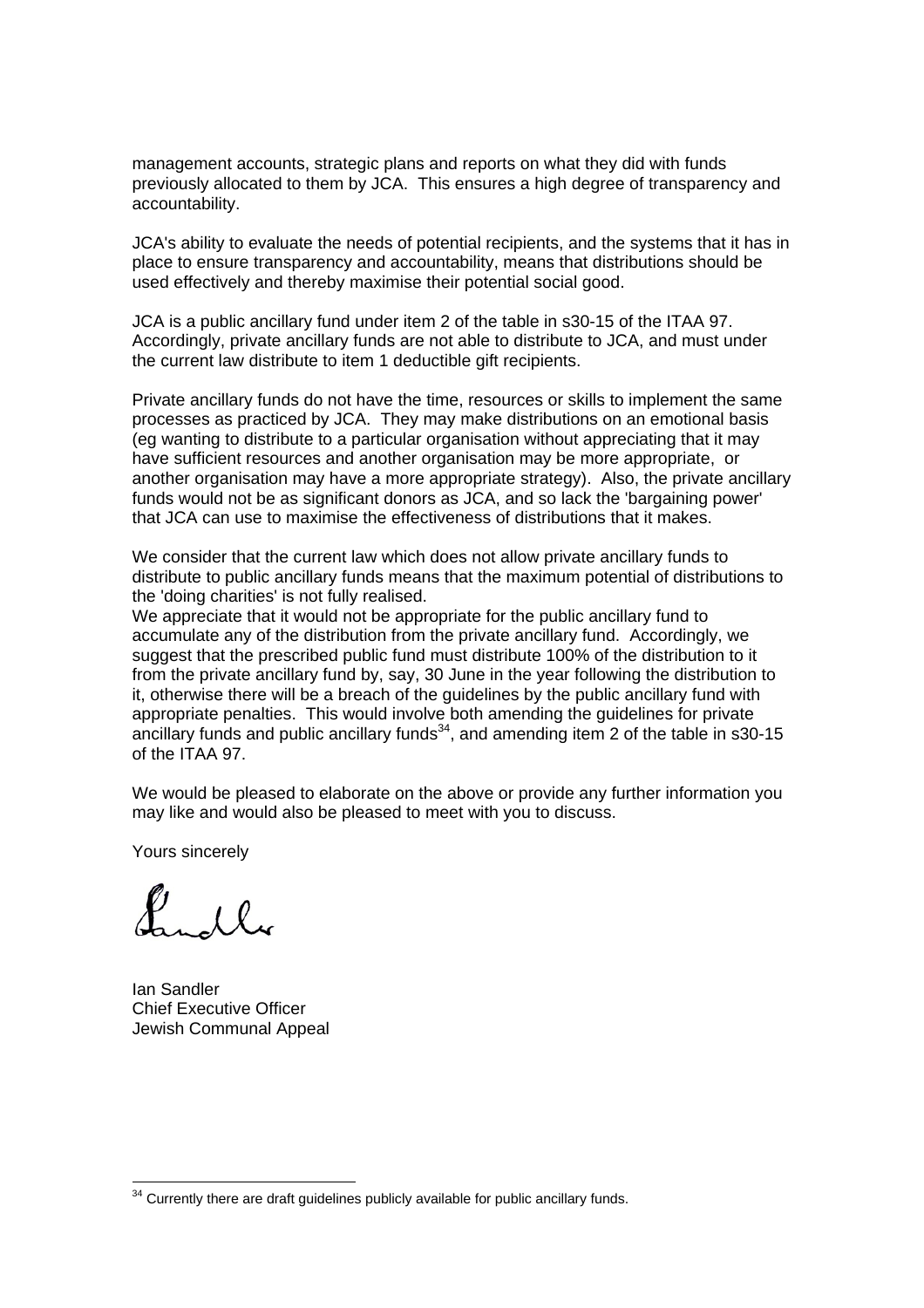management accounts, strategic plans and reports on what they did with funds previously allocated to them by JCA. This ensures a high degree of transparency and accountability.

JCA's ability to evaluate the needs of potential recipients, and the systems that it has in place to ensure transparency and accountability, means that distributions should be used effectively and thereby maximise their potential social good.

JCA is a public ancillary fund under item 2 of the table in s30-15 of the ITAA 97. Accordingly, private ancillary funds are not able to distribute to JCA, and must under the current law distribute to item 1 deductible gift recipients.

Private ancillary funds do not have the time, resources or skills to implement the same processes as practiced by JCA. They may make distributions on an emotional basis (eg wanting to distribute to a particular organisation without appreciating that it may have sufficient resources and another organisation may be more appropriate, or another organisation may have a more appropriate strategy). Also, the private ancillary funds would not be as significant donors as JCA, and so lack the 'bargaining power' that JCA can use to maximise the effectiveness of distributions that it makes.

We consider that the current law which does not allow private ancillary funds to distribute to public ancillary funds means that the maximum potential of distributions to the 'doing charities' is not fully realised.

We appreciate that it would not be appropriate for the public ancillary fund to accumulate any of the distribution from the private ancillary fund. Accordingly, we suggest that the prescribed public fund must distribute 100% of the distribution to it from the private ancillary fund by, say, 30 June in the year following the distribution to it, otherwise there will be a breach of the guidelines by the public ancillary fund with appropriate penalties. This would involve both amending the guidelines for private ancillary funds and public ancillary funds[34], and amending item 2 of the table in s30-15 of the ITAA 97.

We would be pleased to elaborate on the above or provide any further information you may like and would also be pleased to meet with you to discuss.

Yours sincerely

Ian Sandler
Chief Executive Officer
Jewish Communal Appeal

---

[34] Currently there are draft guidelines publicly available for public ancillary funds.